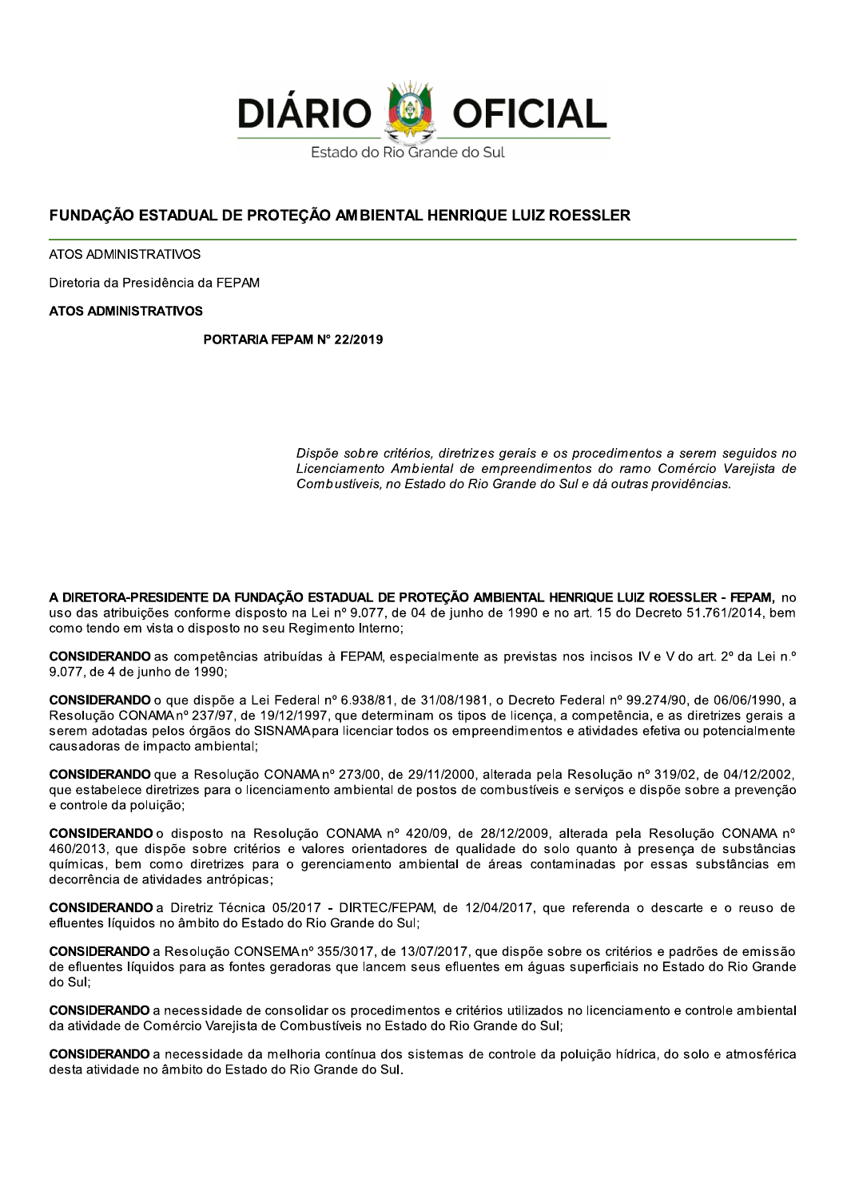# DIÁRIO OFICIAL

Estado do Rio Grande do Sul

## FUNDAÇÃO ESTADUAL DE PROTEÇÃO AMBIENTAL HENRIQUE LUIZ ROESSLER

ATOS ADMINISTRATIVOS

Diretoria da Presidência da FEPAM

**ATOS ADMINISTRATIVOS**

**PORTARIA FEPAM Nº 22/2019**

*Dispõe sobre critérios, diretrizes gerais e os procedimentos a serem seguidos no Licenciamento Ambiental de empreendimentos do ramo Comércio Varejista de Combustíveis, no Estado do Rio Grande do Sul e dá outras providências.*

**A DIRETORA-PRESIDENTE DA FUNDAÇÃO ESTADUAL DE PROTEÇÃO AMBIENTAL HENRIQUE LUIZ ROESSLER - FEPAM,** no uso das atribuições conforme disposto na Lei nº 9.077, de 04 de junho de 1990 e no art. 15 do Decreto 51.761/2014, bem como tendo em vista o disposto no seu Regimento Interno;

**CONSIDERANDO** as competências atribuídas à FEPAM, especialmente as previstas nos incisos IV e V do art. 2º da Lei n.º 9.077, de 4 de junho de 1990;

**CONSIDERANDO** o que dispõe a Lei Federal nº 6.938/81, de 31/08/1981, o Decreto Federal nº 99.274/90, de 06/06/1990, a Resolução CONAMA nº 237/97, de 19/12/1997, que determinam os tipos de licença, a competência, e as diretrizes gerais a serem adotadas pelos órgãos do SISNAMA para licenciar todos os empreendimentos e atividades efetiva ou potencialmente causadoras de impacto ambiental;

**CONSIDERANDO** que a Resolução CONAMA nº 273/00, de 29/11/2000, alterada pela Resolução nº 319/02, de 04/12/2002, que estabelece diretrizes para o licenciamento ambiental de postos de combustíveis e serviços e dispõe sobre a prevenção e controle da poluição;

**CONSIDERANDO** o disposto na Resolução CONAMA nº 420/09, de 28/12/2009, alterada pela Resolução CONAMA nº 460/2013, que dispõe sobre critérios e valores orientadores de qualidade do solo quanto à presença de substâncias químicas, bem como diretrizes para o gerenciamento ambiental de áreas contaminadas por essas substâncias em decorrência de atividades antrópicas;

**CONSIDERANDO** a Diretriz Técnica 05/2017 - DIRTEC/FEPAM, de 12/04/2017, que referenda o descarte e o reuso de efluentes líquidos no âmbito do Estado do Rio Grande do Sul;

**CONSIDERANDO** a Resolução CONSEMA nº 355/3017, de 13/07/2017, que dispõe sobre os critérios e padrões de emissão de efluentes líquidos para as fontes geradoras que lancem seus efluentes em águas superficiais no Estado do Rio Grande do Sul;

**CONSIDERANDO** a necessidade de consolidar os procedimentos e critérios utilizados no licenciamento e controle ambiental da atividade de Comércio Varejista de Combustíveis no Estado do Rio Grande do Sul;

**CONSIDERANDO** a necessidade da melhoria contínua dos sistemas de controle da poluição hídrica, do solo e atmosférica desta atividade no âmbito do Estado do Rio Grande do Sul.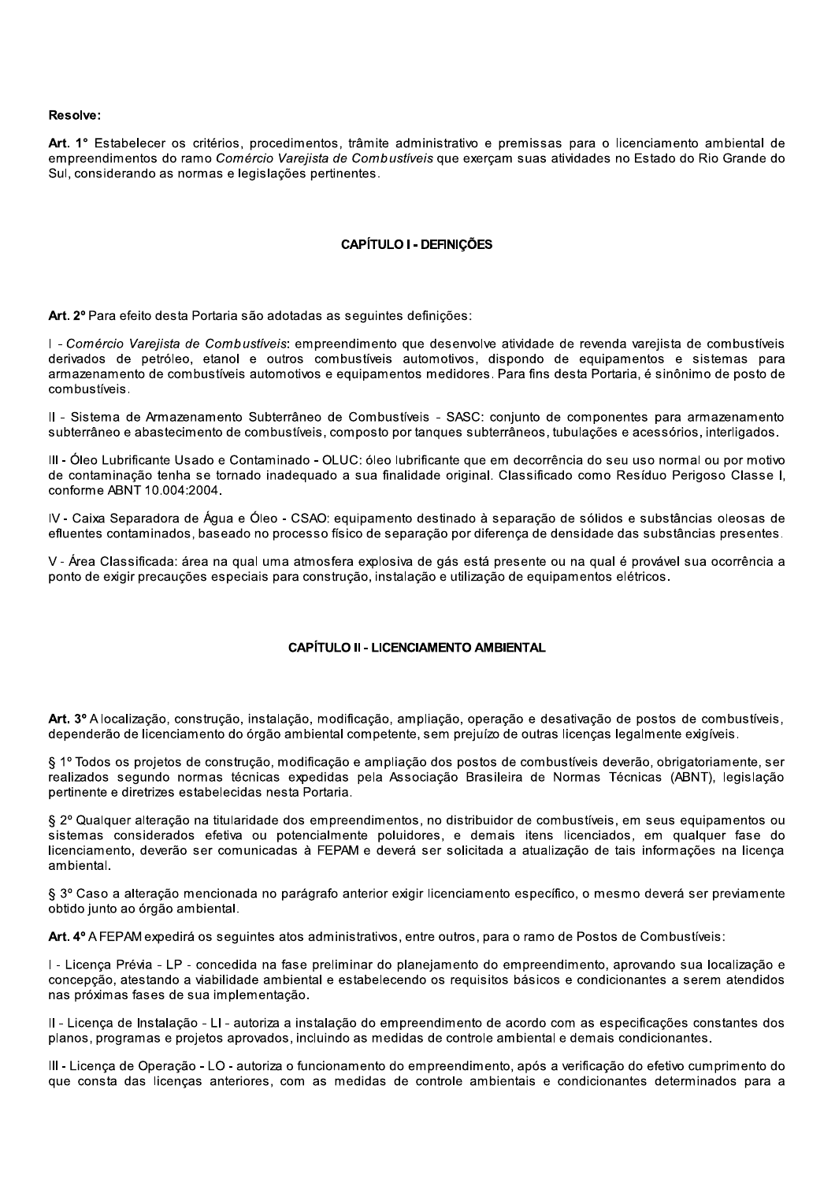**Resolve:**

**Art. 1°** Estabelecer os critérios, procedimentos, trâmite administrativo e premissas para o licenciamento ambiental de empreendimentos do ramo *Comércio Varejista de Combustíveis* que exerçam suas atividades no Estado do Rio Grande do Sul, considerando as normas e legislações pertinentes.

## CAPÍTULO I - DEFINIÇÕES

**Art. 2º** Para efeito desta Portaria são adotadas as seguintes definições:

I - *Comércio Varejista de Combustíveis*: empreendimento que desenvolve atividade de revenda varejista de combustíveis derivados de petróleo, etanol e outros combustíveis automotivos, dispondo de equipamentos e sistemas para armazenamento de combustíveis automotivos e equipamentos medidores. Para fins desta Portaria, é sinônimo de posto de combustíveis.

II - Sistema de Armazenamento Subterrâneo de Combustíveis - SASC: conjunto de componentes para armazenamento subterrâneo e abastecimento de combustíveis, composto por tanques subterrâneos, tubulações e acessórios, interligados.

III - Óleo Lubrificante Usado e Contaminado - OLUC: óleo lubrificante que em decorrência do seu uso normal ou por motivo de contaminação tenha se tornado inadequado a sua finalidade original. Classificado como Resíduo Perigoso Classe I, conforme ABNT 10.004:2004.

IV - Caixa Separadora de Água e Óleo - CSAO: equipamento destinado à separação de sólidos e substâncias oleosas de efluentes contaminados, baseado no processo físico de separação por diferença de densidade das substâncias presentes.

V - Área Classificada: área na qual uma atmosfera explosiva de gás está presente ou na qual é provável sua ocorrência a ponto de exigir precauções especiais para construção, instalação e utilização de equipamentos elétricos.

## CAPÍTULO II - LICENCIAMENTO AMBIENTAL

**Art. 3º** A localização, construção, instalação, modificação, ampliação, operação e desativação de postos de combustíveis, dependerão de licenciamento do órgão ambiental competente, sem prejuízo de outras licenças legalmente exigíveis.

§ 1º Todos os projetos de construção, modificação e ampliação dos postos de combustíveis deverão, obrigatoriamente, ser realizados segundo normas técnicas expedidas pela Associação Brasileira de Normas Técnicas (ABNT), legislação pertinente e diretrizes estabelecidas nesta Portaria.

§ 2º Qualquer alteração na titularidade dos empreendimentos, no distribuidor de combustíveis, em seus equipamentos ou sistemas considerados efetiva ou potencialmente poluidores, e demais itens licenciados, em qualquer fase do licenciamento, deverão ser comunicadas à FEPAM e deverá ser solicitada a atualização de tais informações na licença ambiental.

§ 3º Caso a alteração mencionada no parágrafo anterior exigir licenciamento específico, o mesmo deverá ser previamente obtido junto ao órgão ambiental.

**Art. 4º** A FEPAM expedirá os seguintes atos administrativos, entre outros, para o ramo de Postos de Combustíveis:

I - Licença Prévia - LP - concedida na fase preliminar do planejamento do empreendimento, aprovando sua localização e concepção, atestando a viabilidade ambiental e estabelecendo os requisitos básicos e condicionantes a serem atendidos nas próximas fases de sua implementação.

II - Licença de Instalação - LI - autoriza a instalação do empreendimento de acordo com as especificações constantes dos planos, programas e projetos aprovados, incluindo as medidas de controle ambiental e demais condicionantes.

III - Licença de Operação - LO - autoriza o funcionamento do empreendimento, após a verificação do efetivo cumprimento do que consta das licenças anteriores, com as medidas de controle ambientais e condicionantes determinados para a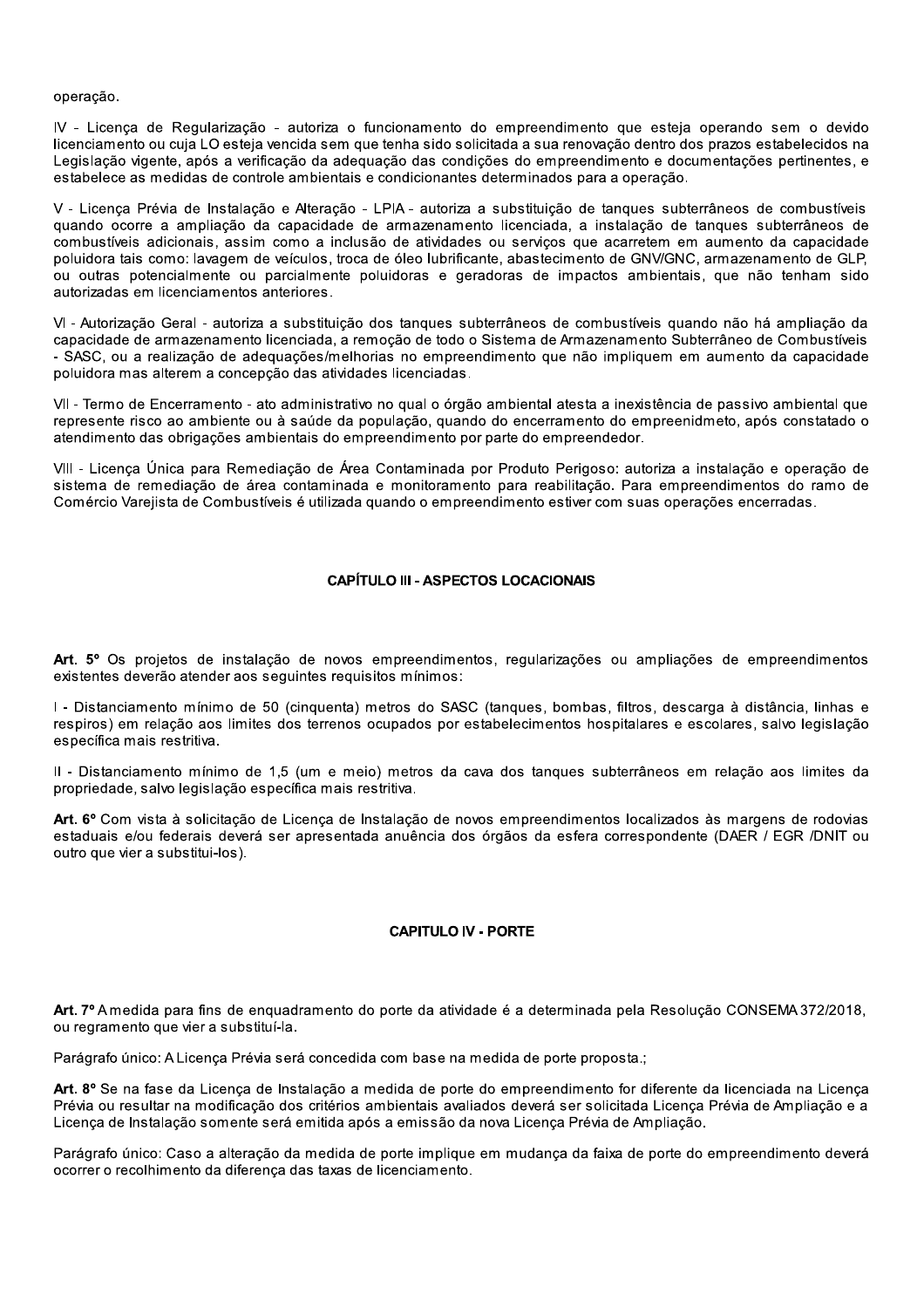operação.

IV - Licença de Regularização - autoriza o funcionamento do empreendimento que esteja operando sem o devido licenciamento ou cuja LO esteja vencida sem que tenha sido solicitada a sua renovação dentro dos prazos estabelecidos na Legislação vigente, após a verificação da adequação das condições do empreendimento e documentações pertinentes, e estabelece as medidas de controle ambientais e condicionantes determinados para a operação.

V - Licença Prévia de Instalação e Alteração - LPIA - autoriza a substituição de tanques subterrâneos de combustíveis quando ocorre a ampliação da capacidade de armazenamento licenciada, a instalação de tanques subterrâneos de combustíveis adicionais, assim como a inclusão de atividades ou serviços que acarretem em aumento da capacidade poluidora tais como: lavagem de veículos, troca de óleo lubrificante, abastecimento de GNV/GNC, armazenamento de GLP, ou outras potencialmente ou parcialmente poluidoras e geradoras de impactos ambientais, que não tenham sido autorizadas em licenciamentos anteriores.

VI - Autorização Geral - autoriza a substituição dos tanques subterrâneos de combustíveis quando não há ampliação da capacidade de armazenamento licenciada, a remoção de todo o Sistema de Armazenamento Subterrâneo de Combustíveis - SASC, ou a realização de adequações/melhorias no empreendimento que não impliquem em aumento da capacidade poluidora mas alterem a concepção das atividades licenciadas.

VII - Termo de Encerramento - ato administrativo no qual o órgão ambiental atesta a inexistência de passivo ambiental que represente risco ao ambiente ou à saúde da população, quando do encerramento do empreenidmeto, após constatado o atendimento das obrigações ambientais do empreendimento por parte do empreendedor.

VIII - Licença Única para Remediação de Área Contaminada por Produto Perigoso: autoriza a instalação e operação de sistema de remediação de área contaminada e monitoramento para reabilitação. Para empreendimentos do ramo de Comércio Varejista de Combustíveis é utilizada quando o empreendimento estiver com suas operações encerradas.

## CAPÍTULO III - ASPECTOS LOCACIONAIS

**Art. 5º** Os projetos de instalação de novos empreendimentos, regularizações ou ampliações de empreendimentos existentes deverão atender aos seguintes requisitos mínimos:

I - Distanciamento mínimo de 50 (cinquenta) metros do SASC (tanques, bombas, filtros, descarga à distância, linhas e respiros) em relação aos limites dos terrenos ocupados por estabelecimentos hospitalares e escolares, salvo legislação específica mais restritiva.

II - Distanciamento mínimo de 1,5 (um e meio) metros da cava dos tanques subterrâneos em relação aos limites da propriedade, salvo legislação específica mais restritiva.

**Art. 6º** Com vista à solicitação de Licença de Instalação de novos empreendimentos localizados às margens de rodovias estaduais e/ou federais deverá ser apresentada anuência dos órgãos da esfera correspondente (DAER / EGR /DNIT ou outro que vier a substitui-los).

## CAPITULO IV - PORTE

**Art. 7º** A medida para fins de enquadramento do porte da atividade é a determinada pela Resolução CONSEMA 372/2018, ou regramento que vier a substituí-la.

Parágrafo único: A Licença Prévia será concedida com base na medida de porte proposta.;

**Art. 8º** Se na fase da Licença de Instalação a medida de porte do empreendimento for diferente da licenciada na Licença Prévia ou resultar na modificação dos critérios ambientais avaliados deverá ser solicitada Licença Prévia de Ampliação e a Licença de Instalação somente será emitida após a emissão da nova Licença Prévia de Ampliação.

Parágrafo único: Caso a alteração da medida de porte implique em mudança da faixa de porte do empreendimento deverá ocorrer o recolhimento da diferença das taxas de licenciamento.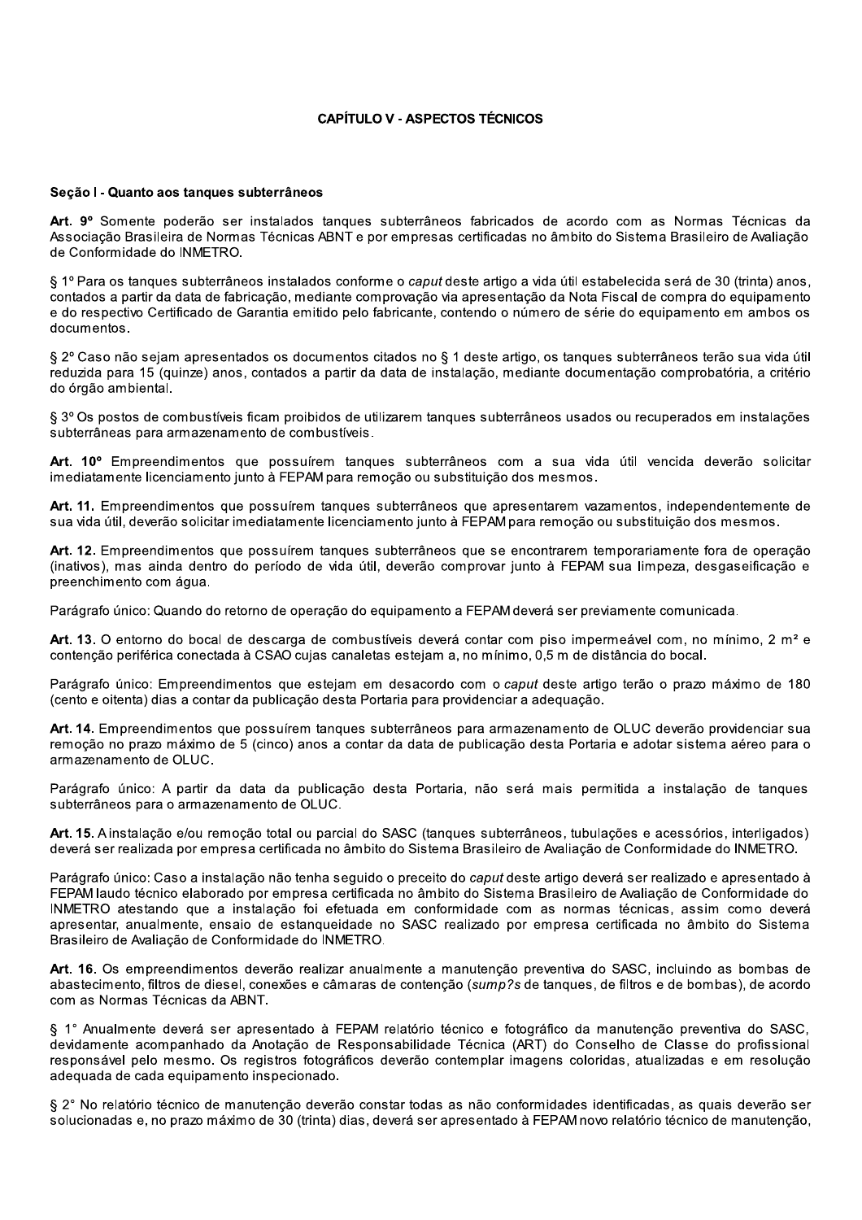## CAPÍTULO V - ASPECTOS TÉCNICOS

### Seção I - Quanto aos tanques subterrâneos

**Art. 9º** Somente poderão ser instalados tanques subterrâneos fabricados de acordo com as Normas Técnicas da Associação Brasileira de Normas Técnicas ABNT e por empresas certificadas no âmbito do Sistema Brasileiro de Avaliação de Conformidade do INMETRO.

§ 1º Para os tanques subterrâneos instalados conforme o *caput* deste artigo a vida útil estabelecida será de 30 (trinta) anos, contados a partir da data de fabricação, mediante comprovação via apresentação da Nota Fiscal de compra do equipamento e do respectivo Certificado de Garantia emitido pelo fabricante, contendo o número de série do equipamento em ambos os documentos.

§ 2º Caso não sejam apresentados os documentos citados no § 1 deste artigo, os tanques subterrâneos terão sua vida útil reduzida para 15 (quinze) anos, contados a partir da data de instalação, mediante documentação comprobatória, a critério do órgão ambiental.

§ 3º Os postos de combustíveis ficam proibidos de utilizarem tanques subterrâneos usados ou recuperados em instalações subterrâneas para armazenamento de combustíveis.

**Art. 10º** Empreendimentos que possuírem tanques subterrâneos com a sua vida útil vencida deverão solicitar imediatamente licenciamento junto à FEPAM para remoção ou substituição dos mesmos.

**Art. 11.** Empreendimentos que possuírem tanques subterrâneos que apresentarem vazamentos, independentemente de sua vida útil, deverão solicitar imediatamente licenciamento junto à FEPAM para remoção ou substituição dos mesmos.

**Art. 12.** Empreendimentos que possuírem tanques subterrâneos que se encontrarem temporariamente fora de operação (inativos), mas ainda dentro do período de vida útil, deverão comprovar junto à FEPAM sua limpeza, desgaseificação e preenchimento com água.

Parágrafo único: Quando do retorno de operação do equipamento a FEPAM deverá ser previamente comunicada.

**Art. 13.** O entorno do bocal de descarga de combustíveis deverá contar com piso impermeável com, no mínimo, 2 m² e contenção periférica conectada à CSAO cujas canaletas estejam a, no mínimo, 0,5 m de distância do bocal.

Parágrafo único: Empreendimentos que estejam em desacordo com o *caput* deste artigo terão o prazo máximo de 180 (cento e oitenta) dias a contar da publicação desta Portaria para providenciar a adequação.

**Art. 14.** Empreendimentos que possuírem tanques subterrâneos para armazenamento de OLUC deverão providenciar sua remoção no prazo máximo de 5 (cinco) anos a contar da data de publicação desta Portaria e adotar sistema aéreo para o armazenamento de OLUC.

Parágrafo único: A partir da data da publicação desta Portaria, não será mais permitida a instalação de tanques subterrâneos para o armazenamento de OLUC.

**Art. 15.** A instalação e/ou remoção total ou parcial do SASC (tanques subterrâneos, tubulações e acessórios, interligados) deverá ser realizada por empresa certificada no âmbito do Sistema Brasileiro de Avaliação de Conformidade do INMETRO.

Parágrafo único: Caso a instalação não tenha seguido o preceito do *caput* deste artigo deverá ser realizado e apresentado à FEPAM laudo técnico elaborado por empresa certificada no âmbito do Sistema Brasileiro de Avaliação de Conformidade do INMETRO atestando que a instalação foi efetuada em conformidade com as normas técnicas, assim como deverá apresentar, anualmente, ensaio de estanqueidade no SASC realizado por empresa certificada no âmbito do Sistema Brasileiro de Avaliação de Conformidade do INMETRO.

**Art. 16.** Os empreendimentos deverão realizar anualmente a manutenção preventiva do SASC, incluindo as bombas de abastecimento, filtros de diesel, conexões e câmaras de contenção (*sump?s* de tanques, de filtros e de bombas), de acordo com as Normas Técnicas da ABNT.

§ 1° Anualmente deverá ser apresentado à FEPAM relatório técnico e fotográfico da manutenção preventiva do SASC, devidamente acompanhado da Anotação de Responsabilidade Técnica (ART) do Conselho de Classe do profissional responsável pelo mesmo. Os registros fotográficos deverão contemplar imagens coloridas, atualizadas e em resolução adequada de cada equipamento inspecionado.

§ 2° No relatório técnico de manutenção deverão constar todas as não conformidades identificadas, as quais deverão ser solucionadas e, no prazo máximo de 30 (trinta) dias, deverá ser apresentado à FEPAM novo relatório técnico de manutenção,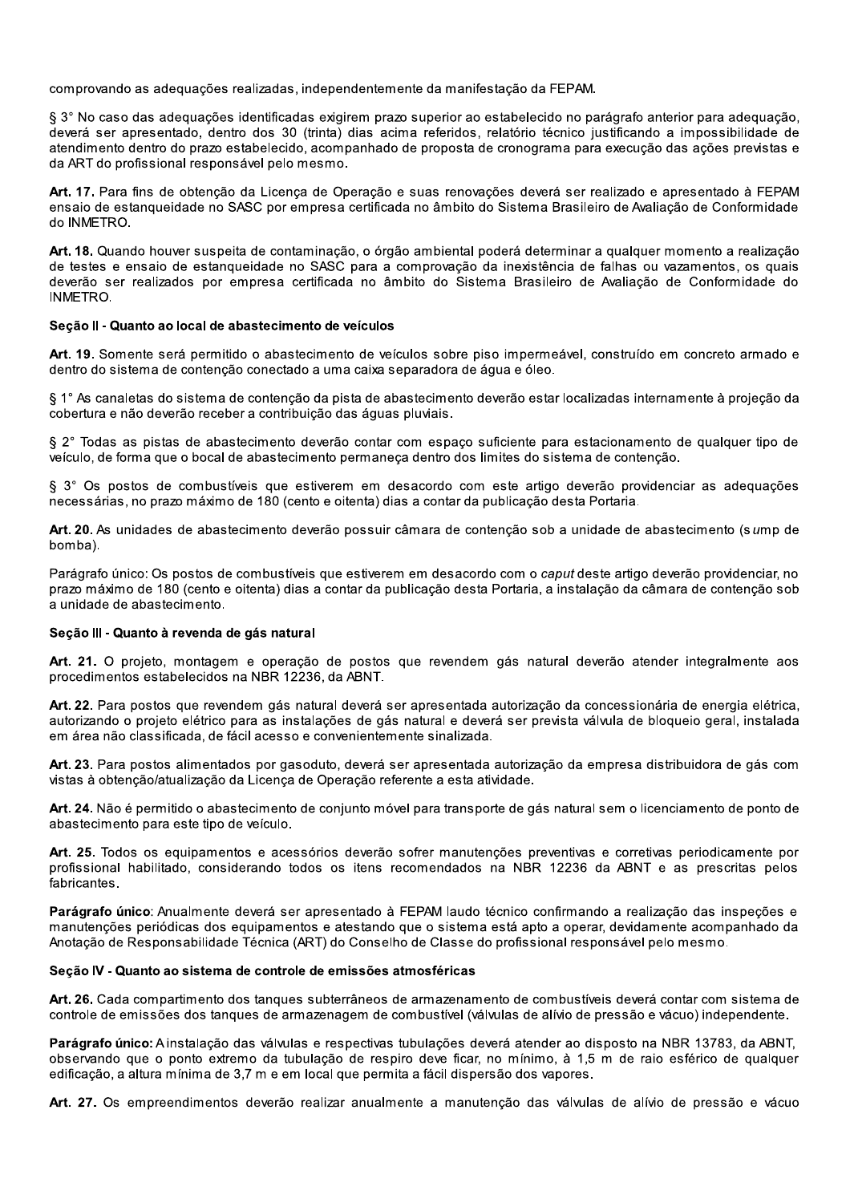comprovando as adequações realizadas, independentemente da manifestação da FEPAM.

§ 3° No caso das adequações identificadas exigirem prazo superior ao estabelecido no parágrafo anterior para adequação, deverá ser apresentado, dentro dos 30 (trinta) dias acima referidos, relatório técnico justificando a impossibilidade de atendimento dentro do prazo estabelecido, acompanhado de proposta de cronograma para execução das ações previstas e da ART do profissional responsável pelo mesmo.

**Art. 17.** Para fins de obtenção da Licença de Operação e suas renovações deverá ser realizado e apresentado à FEPAM ensaio de estanqueidade no SASC por empresa certificada no âmbito do Sistema Brasileiro de Avaliação de Conformidade do INMETRO.

**Art. 18.** Quando houver suspeita de contaminação, o órgão ambiental poderá determinar a qualquer momento a realização de testes e ensaio de estanqueidade no SASC para a comprovação da inexistência de falhas ou vazamentos, os quais deverão ser realizados por empresa certificada no âmbito do Sistema Brasileiro de Avaliação de Conformidade do INMETRO.

**Seção II - Quanto ao local de abastecimento de veículos**

**Art. 19.** Somente será permitido o abastecimento de veículos sobre piso impermeável, construído em concreto armado e dentro do sistema de contenção conectado a uma caixa separadora de água e óleo.

§ 1° As canaletas do sistema de contenção da pista de abastecimento deverão estar localizadas internamente à projeção da cobertura e não deverão receber a contribuição das águas pluviais.

§ 2° Todas as pistas de abastecimento deverão contar com espaço suficiente para estacionamento de qualquer tipo de veículo, de forma que o bocal de abastecimento permaneça dentro dos limites do sistema de contenção.

§ 3° Os postos de combustíveis que estiverem em desacordo com este artigo deverão providenciar as adequações necessárias, no prazo máximo de 180 (cento e oitenta) dias a contar da publicação desta Portaria.

**Art. 20.** As unidades de abastecimento deverão possuir câmara de contenção sob a unidade de abastecimento (*sump* de bomba).

Parágrafo único: Os postos de combustíveis que estiverem em desacordo com o *caput* deste artigo deverão providenciar, no prazo máximo de 180 (cento e oitenta) dias a contar da publicação desta Portaria, a instalação da câmara de contenção sob a unidade de abastecimento.

**Seção III - Quanto à revenda de gás natural**

**Art. 21.** O projeto, montagem e operação de postos que revendem gás natural deverão atender integralmente aos procedimentos estabelecidos na NBR 12236, da ABNT.

**Art. 22.** Para postos que revendem gás natural deverá ser apresentada autorização da concessionária de energia elétrica, autorizando o projeto elétrico para as instalações de gás natural e deverá ser prevista válvula de bloqueio geral, instalada em área não classificada, de fácil acesso e convenientemente sinalizada.

**Art. 23.** Para postos alimentados por gasoduto, deverá ser apresentada autorização da empresa distribuidora de gás com vistas à obtenção/atualização da Licença de Operação referente a esta atividade.

**Art. 24.** Não é permitido o abastecimento de conjunto móvel para transporte de gás natural sem o licenciamento de ponto de abastecimento para este tipo de veículo.

**Art. 25.** Todos os equipamentos e acessórios deverão sofrer manutenções preventivas e corretivas periodicamente por profissional habilitado, considerando todos os itens recomendados na NBR 12236 da ABNT e as prescritas pelos fabricantes.

**Parágrafo único**: Anualmente deverá ser apresentado à FEPAM laudo técnico confirmando a realização das inspeções e manutenções periódicas dos equipamentos e atestando que o sistema está apto a operar, devidamente acompanhado da Anotação de Responsabilidade Técnica (ART) do Conselho de Classe do profissional responsável pelo mesmo.

**Seção IV - Quanto ao sistema de controle de emissões atmosféricas**

**Art. 26.** Cada compartimento dos tanques subterrâneos de armazenamento de combustíveis deverá contar com sistema de controle de emissões dos tanques de armazenagem de combustível (válvulas de alívio de pressão e vácuo) independente.

**Parágrafo único:** A instalação das válvulas e respectivas tubulações deverá atender ao disposto na NBR 13783, da ABNT, observando que o ponto extremo da tubulação de respiro deve ficar, no mínimo, à 1,5 m de raio esférico de qualquer edificação, a altura mínima de 3,7 m e em local que permita a fácil dispersão dos vapores.

**Art. 27.** Os empreendimentos deverão realizar anualmente a manutenção das válvulas de alívio de pressão e vácuo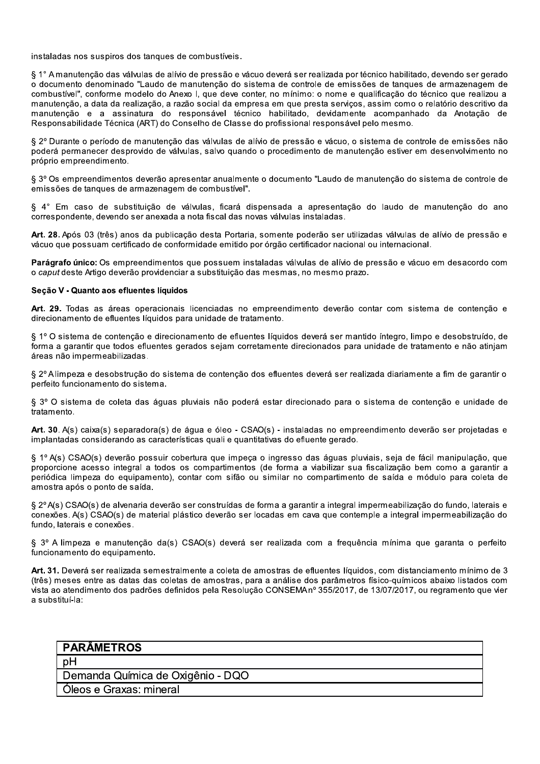instaladas nos suspiros dos tanques de combustíveis.

§ 1° A manutenção das válvulas de alívio de pressão e vácuo deverá ser realizada por técnico habilitado, devendo ser gerado o documento denominado "Laudo de manutenção do sistema de controle de emissões de tanques de armazenagem de combustível", conforme modelo do Anexo I, que deve conter, no mínimo: o nome e qualificação do técnico que realizou a manutenção, a data da realização, a razão social da empresa em que presta serviços, assim como o relatório descritivo da manutenção e a assinatura do responsável técnico habilitado, devidamente acompanhado da Anotação de Responsabilidade Técnica (ART) do Conselho de Classe do profissional responsável pelo mesmo.

§ 2º Durante o período de manutenção das válvulas de alívio de pressão e vácuo, o sistema de controle de emissões não poderá permanecer desprovido de válvulas, salvo quando o procedimento de manutenção estiver em desenvolvimento no próprio empreendimento.

§ 3º Os empreendimentos deverão apresentar anualmente o documento "Laudo de manutenção do sistema de controle de emissões de tanques de armazenagem de combustível".

§ 4° Em caso de substituição de válvulas, ficará dispensada a apresentação do laudo de manutenção do ano correspondente, devendo ser anexada a nota fiscal das novas válvulas instaladas.

**Art. 28.** Após 03 (três) anos da publicação desta Portaria, somente poderão ser utilizadas válvulas de alívio de pressão e vácuo que possuam certificado de conformidade emitido por órgão certificador nacional ou internacional.

**Parágrafo único:** Os empreendimentos que possuem instaladas válvulas de alívio de pressão e vácuo em desacordo com o *caput* deste Artigo deverão providenciar a substituição das mesmas, no mesmo prazo.

**Seção V - Quanto aos efluentes líquidos**

**Art. 29.** Todas as áreas operacionais licenciadas no empreendimento deverão contar com sistema de contenção e direcionamento de efluentes líquidos para unidade de tratamento.

§ 1º O sistema de contenção e direcionamento de efluentes líquidos deverá ser mantido íntegro, limpo e desobstruído, de forma a garantir que todos efluentes gerados sejam corretamente direcionados para unidade de tratamento e não atinjam áreas não impermeabilizadas.

§ 2º A limpeza e desobstrução do sistema de contenção dos efluentes deverá ser realizada diariamente a fim de garantir o perfeito funcionamento do sistema.

§ 3º O sistema de coleta das águas pluviais não poderá estar direcionado para o sistema de contenção e unidade de tratamento.

**Art. 30**. A(s) caixa(s) separadora(s) de água e óleo - CSAO(s) - instaladas no empreendimento deverão ser projetadas e implantadas considerando as características quali e quantitativas do efluente gerado.

§ 1º A(s) CSAO(s) deverão possuir cobertura que impeça o ingresso das águas pluviais, seja de fácil manipulação, que proporcione acesso integral a todos os compartimentos (de forma a viabilizar sua fiscalização bem como a garantir a periódica limpeza do equipamento), contar com sifão ou similar no compartimento de saída e módulo para coleta de amostra após o ponto de saída.

§ 2º A(s) CSAO(s) de alvenaria deverão ser construídas de forma a garantir a integral impermeabilização do fundo, laterais e conexões. A(s) CSAO(s) de material plástico deverão ser locadas em cava que contemple a integral impermeabilização do fundo, laterais e conexões.

§ 3º A limpeza e manutenção da(s) CSAO(s) deverá ser realizada com a frequência mínima que garanta o perfeito funcionamento do equipamento.

**Art. 31.** Deverá ser realizada semestralmente a coleta de amostras de efluentes líquidos, com distanciamento mínimo de 3 (três) meses entre as datas das coletas de amostras, para a análise dos parâmetros físico-químicos abaixo listados com vista ao atendimento dos padrões definidos pela Resolução CONSEMA nº 355/2017, de 13/07/2017, ou regramento que vier a substituí-la:

| PARÂMETROS |
| --- |
| pH |
| Demanda Química de Oxigênio - DQO |
| Óleos e Graxas: mineral |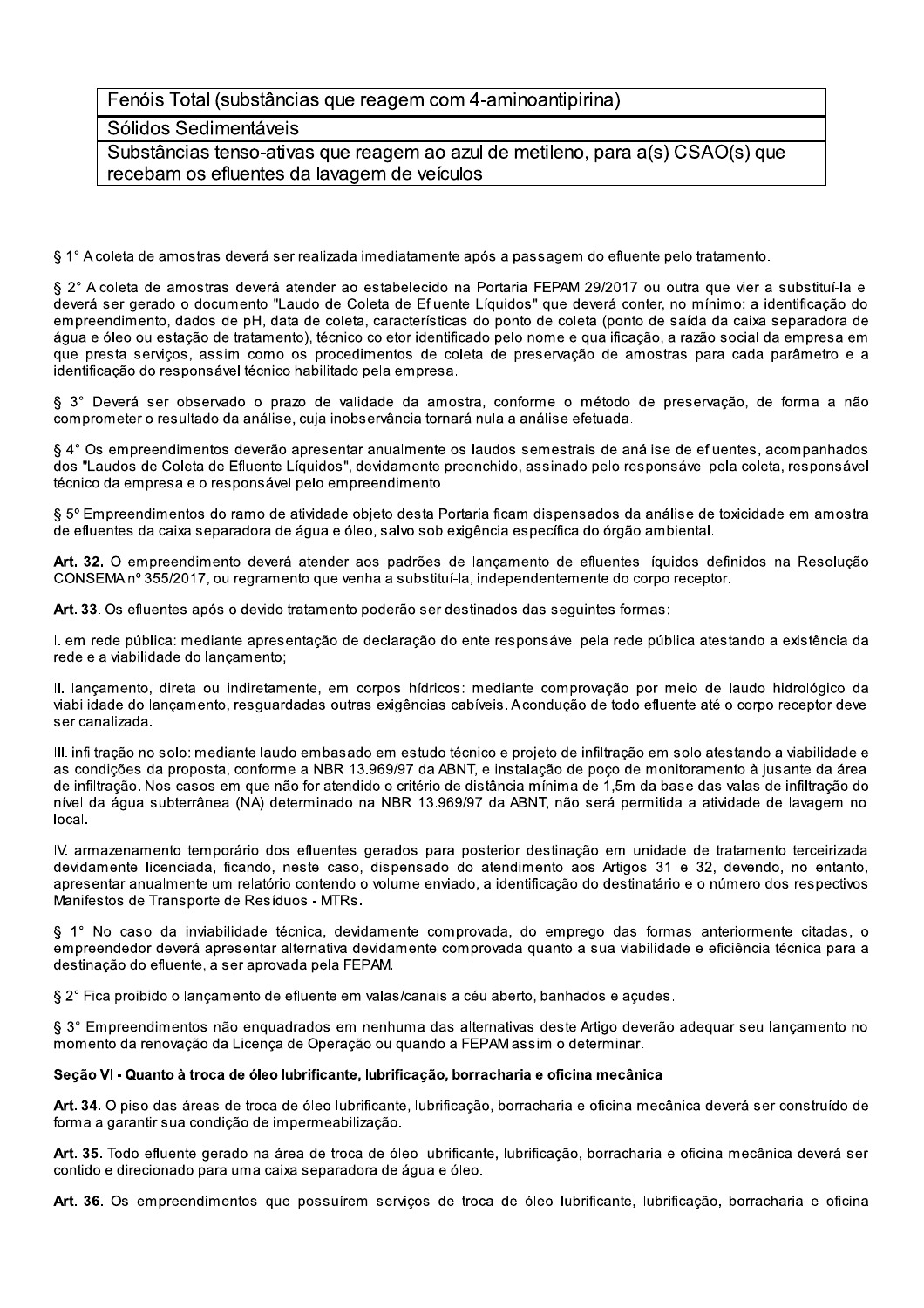| Fenóis Total (substâncias que reagem com 4-aminoantipirina) |
| --- |
| Sólidos Sedimentáveis |
| Substâncias tenso-ativas que reagem ao azul de metileno, para a(s) CSAO(s) que recebam os efluentes da lavagem de veículos |

§ 1° A coleta de amostras deverá ser realizada imediatamente após a passagem do efluente pelo tratamento.

§ 2° A coleta de amostras deverá atender ao estabelecido na Portaria FEPAM 29/2017 ou outra que vier a substituí-la e deverá ser gerado o documento "Laudo de Coleta de Efluente Líquidos" que deverá conter, no mínimo: a identificação do empreendimento, dados de pH, data de coleta, características do ponto de coleta (ponto de saída da caixa separadora de água e óleo ou estação de tratamento), técnico coletor identificado pelo nome e qualificação, a razão social da empresa em que presta serviços, assim como os procedimentos de coleta de preservação de amostras para cada parâmetro e a identificação do responsável técnico habilitado pela empresa.

§ 3° Deverá ser observado o prazo de validade da amostra, conforme o método de preservação, de forma a não comprometer o resultado da análise, cuja inobservância tornará nula a análise efetuada.

§ 4° Os empreendimentos deverão apresentar anualmente os laudos semestrais de análise de efluentes, acompanhados dos "Laudos de Coleta de Efluente Líquidos", devidamente preenchido, assinado pelo responsável pela coleta, responsável técnico da empresa e o responsável pelo empreendimento.

§ 5º Empreendimentos do ramo de atividade objeto desta Portaria ficam dispensados da análise de toxicidade em amostra de efluentes da caixa separadora de água e óleo, salvo sob exigência específica do órgão ambiental.

**Art. 32.** O empreendimento deverá atender aos padrões de lançamento de efluentes líquidos definidos na Resolução CONSEMA nº 355/2017, ou regramento que venha a substituí-la, independentemente do corpo receptor.

**Art. 33**. Os efluentes após o devido tratamento poderão ser destinados das seguintes formas:

I. em rede pública: mediante apresentação de declaração do ente responsável pela rede pública atestando a existência da rede e a viabilidade do lançamento;

II. lançamento, direta ou indiretamente, em corpos hídricos: mediante comprovação por meio de laudo hidrológico da viabilidade do lançamento, resguardadas outras exigências cabíveis. A condução de todo efluente até o corpo receptor deve ser canalizada.

III. infiltração no solo: mediante laudo embasado em estudo técnico e projeto de infiltração em solo atestando a viabilidade e as condições da proposta, conforme a NBR 13.969/97 da ABNT, e instalação de poço de monitoramento à jusante da área de infiltração. Nos casos em que não for atendido o critério de distância mínima de 1,5m da base das valas de infiltração do nível da água subterrânea (NA) determinado na NBR 13.969/97 da ABNT, não será permitida a atividade de lavagem no local.

IV. armazenamento temporário dos efluentes gerados para posterior destinação em unidade de tratamento terceirizada devidamente licenciada, ficando, neste caso, dispensado do atendimento aos Artigos 31 e 32, devendo, no entanto, apresentar anualmente um relatório contendo o volume enviado, a identificação do destinatário e o número dos respectivos Manifestos de Transporte de Resíduos - MTRs.

§ 1° No caso da inviabilidade técnica, devidamente comprovada, do emprego das formas anteriormente citadas, o empreendedor deverá apresentar alternativa devidamente comprovada quanto a sua viabilidade e eficiência técnica para a destinação do efluente, a ser aprovada pela FEPAM.

§ 2° Fica proibido o lançamento de efluente em valas/canais a céu aberto, banhados e açudes.

§ 3° Empreendimentos não enquadrados em nenhuma das alternativas deste Artigo deverão adequar seu lançamento no momento da renovação da Licença de Operação ou quando a FEPAM assim o determinar.

**Seção VI - Quanto à troca de óleo lubrificante, lubrificação, borracharia e oficina mecânica**

**Art. 34.** O piso das áreas de troca de óleo lubrificante, lubrificação, borracharia e oficina mecânica deverá ser construído de forma a garantir sua condição de impermeabilização.

**Art. 35.** Todo efluente gerado na área de troca de óleo lubrificante, lubrificação, borracharia e oficina mecânica deverá ser contido e direcionado para uma caixa separadora de água e óleo.

**Art. 36.** Os empreendimentos que possuírem serviços de troca de óleo lubrificante, lubrificação, borracharia e oficina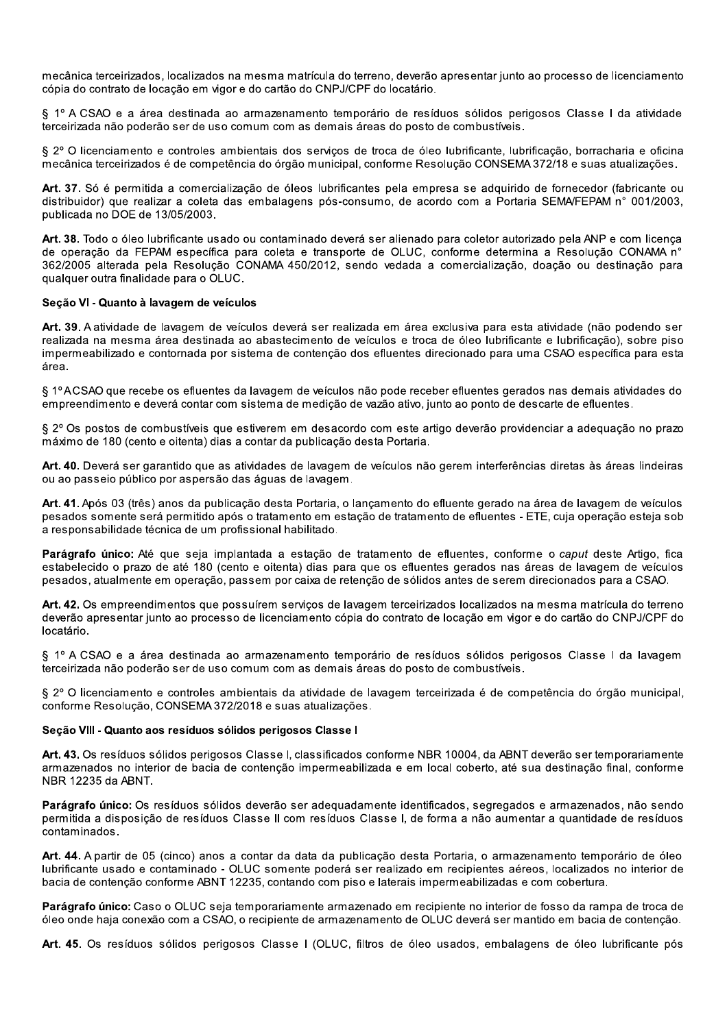mecânica terceirizados, localizados na mesma matrícula do terreno, deverão apresentar junto ao processo de licenciamento cópia do contrato de locação em vigor e do cartão do CNPJ/CPF do locatário.

§ 1º A CSAO e a área destinada ao armazenamento temporário de resíduos sólidos perigosos Classe I da atividade terceirizada não poderão ser de uso comum com as demais áreas do posto de combustíveis.

§ 2º O licenciamento e controles ambientais dos serviços de troca de óleo lubrificante, lubrificação, borracharia e oficina mecânica terceirizados é de competência do órgão municipal, conforme Resolução CONSEMA 372/18 e suas atualizações.

**Art. 37.** Só é permitida a comercialização de óleos lubrificantes pela empresa se adquirido de fornecedor (fabricante ou distribuidor) que realizar a coleta das embalagens pós-consumo, de acordo com a Portaria SEMA/FEPAM n° 001/2003, publicada no DOE de 13/05/2003.

**Art. 38.** Todo o óleo lubrificante usado ou contaminado deverá ser alienado para coletor autorizado pela ANP e com licença de operação da FEPAM específica para coleta e transporte de OLUC, conforme determina a Resolução CONAMA n° 362/2005 alterada pela Resolução CONAMA 450/2012, sendo vedada a comercialização, doação ou destinação para qualquer outra finalidade para o OLUC.

**Seção VI - Quanto à lavagem de veículos**

**Art. 39.** A atividade de lavagem de veículos deverá ser realizada em área exclusiva para esta atividade (não podendo ser realizada na mesma área destinada ao abastecimento de veículos e troca de óleo lubrificante e lubrificação), sobre piso impermeabilizado e contornada por sistema de contenção dos efluentes direcionado para uma CSAO específica para esta área.

§ 1º A CSAO que recebe os efluentes da lavagem de veículos não pode receber efluentes gerados nas demais atividades do empreendimento e deverá contar com sistema de medição de vazão ativo, junto ao ponto de descarte de efluentes.

§ 2º Os postos de combustíveis que estiverem em desacordo com este artigo deverão providenciar a adequação no prazo máximo de 180 (cento e oitenta) dias a contar da publicação desta Portaria.

**Art. 40.** Deverá ser garantido que as atividades de lavagem de veículos não gerem interferências diretas às áreas lindeiras ou ao passeio público por aspersão das águas de lavagem.

**Art. 41.** Após 03 (três) anos da publicação desta Portaria, o lançamento do efluente gerado na área de lavagem de veículos pesados somente será permitido após o tratamento em estação de tratamento de efluentes - ETE, cuja operação esteja sob a responsabilidade técnica de um profissional habilitado.

**Parágrafo único:** Até que seja implantada a estação de tratamento de efluentes, conforme o *caput* deste Artigo, fica estabelecido o prazo de até 180 (cento e oitenta) dias para que os efluentes gerados nas áreas de lavagem de veículos pesados, atualmente em operação, passem por caixa de retenção de sólidos antes de serem direcionados para a CSAO.

**Art. 42.** Os empreendimentos que possuírem serviços de lavagem terceirizados localizados na mesma matrícula do terreno deverão apresentar junto ao processo de licenciamento cópia do contrato de locação em vigor e do cartão do CNPJ/CPF do locatário.

§ 1º A CSAO e a área destinada ao armazenamento temporário de resíduos sólidos perigosos Classe I da lavagem terceirizada não poderão ser de uso comum com as demais áreas do posto de combustíveis.

§ 2º O licenciamento e controles ambientais da atividade de lavagem terceirizada é de competência do órgão municipal, conforme Resolução, CONSEMA 372/2018 e suas atualizações.

**Seção VIII - Quanto aos resíduos sólidos perigosos Classe I**

**Art. 43.** Os resíduos sólidos perigosos Classe I, classificados conforme NBR 10004, da ABNT deverão ser temporariamente armazenados no interior de bacia de contenção impermeabilizada e em local coberto, até sua destinação final, conforme NBR 12235 da ABNT.

**Parágrafo único:** Os resíduos sólidos deverão ser adequadamente identificados, segregados e armazenados, não sendo permitida a disposição de resíduos Classe II com resíduos Classe I, de forma a não aumentar a quantidade de resíduos contaminados.

**Art. 44.** A partir de 05 (cinco) anos a contar da data da publicação desta Portaria, o armazenamento temporário de óleo lubrificante usado e contaminado - OLUC somente poderá ser realizado em recipientes aéreos, localizados no interior de bacia de contenção conforme ABNT 12235, contando com piso e laterais impermeabilizadas e com cobertura.

**Parágrafo único:** Caso o OLUC seja temporariamente armazenado em recipiente no interior de fosso da rampa de troca de óleo onde haja conexão com a CSAO, o recipiente de armazenamento de OLUC deverá ser mantido em bacia de contenção.

**Art. 45.** Os resíduos sólidos perigosos Classe I (OLUC, filtros de óleo usados, embalagens de óleo lubrificante pós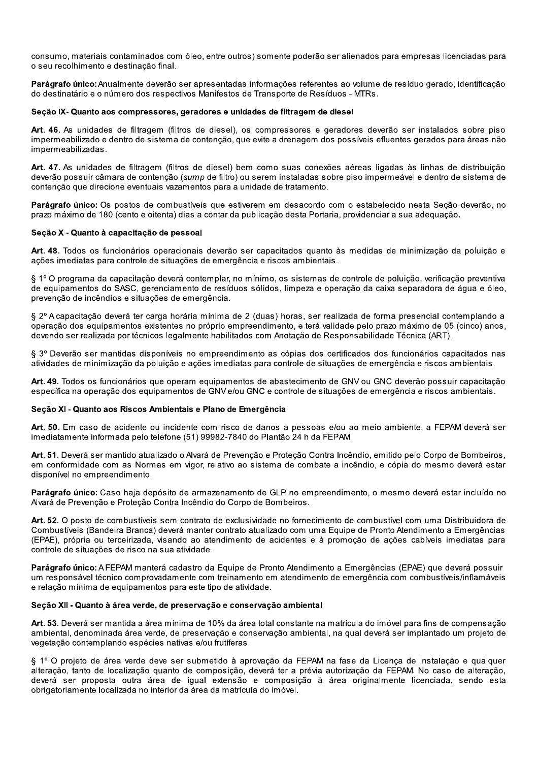consumo, materiais contaminados com óleo, entre outros) somente poderão ser alienados para empresas licenciadas para o seu recolhimento e destinação final.

**Parágrafo único:** Anualmente deverão ser apresentadas informações referentes ao volume de resíduo gerado, identificação do destinatário e o número dos respectivos Manifestos de Transporte de Resíduos - MTRs.

**Seção IX- Quanto aos compressores, geradores e unidades de filtragem de diesel**

**Art. 46.** As unidades de filtragem (filtros de diesel), os compressores e geradores deverão ser instalados sobre piso impermeabilizado e dentro de sistema de contenção, que evite a drenagem dos possíveis efluentes gerados para áreas não impermeabilizadas.

**Art. 47.** As unidades de filtragem (filtros de diesel) bem como suas conexões aéreas ligadas às linhas de distribuição deverão possuir câmara de contenção (*sump* de filtro) ou serem instaladas sobre piso impermeável e dentro de sistema de contenção que direcione eventuais vazamentos para a unidade de tratamento.

**Parágrafo único:** Os postos de combustíveis que estiverem em desacordo com o estabelecido nesta Seção deverão, no prazo máximo de 180 (cento e oitenta) dias a contar da publicação desta Portaria, providenciar a sua adequação.

**Seção X - Quanto à capacitação de pessoal**

**Art. 48.** Todos os funcionários operacionais deverão ser capacitados quanto às medidas de minimização da poluição e ações imediatas para controle de situações de emergência e riscos ambientais.

§ 1º O programa da capacitação deverá contemplar, no mínimo, os sistemas de controle de poluição, verificação preventiva de equipamentos do SASC, gerenciamento de resíduos sólidos, limpeza e operação da caixa separadora de água e óleo, prevenção de incêndios e situações de emergência.

§ 2º A capacitação deverá ter carga horária mínima de 2 (duas) horas, ser realizada de forma presencial contemplando a operação dos equipamentos existentes no próprio empreendimento, e terá validade pelo prazo máximo de 05 (cinco) anos, devendo ser realizada por técnicos legalmente habilitados com Anotação de Responsabilidade Técnica (ART).

§ 3º Deverão ser mantidas disponíveis no empreendimento as cópias dos certificados dos funcionários capacitados nas atividades de minimização da poluição e ações imediatas para controle de situações de emergência e riscos ambientais.

**Art. 49.** Todos os funcionários que operam equipamentos de abastecimento de GNV ou GNC deverão possuir capacitação específica na operação dos equipamentos de GNV e/ou GNC e controle de situações de emergência e riscos ambientais.

**Seção XI - Quanto aos Riscos Ambientais e Plano de Emergência**

**Art. 50.** Em caso de acidente ou incidente com risco de danos a pessoas e/ou ao meio ambiente, a FEPAM deverá ser imediatamente informada pelo telefone (51) 99982-7840 do Plantão 24 h da FEPAM.

**Art. 51.** Deverá ser mantido atualizado o Alvará de Prevenção e Proteção Contra Incêndio, emitido pelo Corpo de Bombeiros, em conformidade com as Normas em vigor, relativo ao sistema de combate a incêndio, e cópia do mesmo deverá estar disponível no empreendimento.

**Parágrafo único:** Caso haja depósito de armazenamento de GLP no empreendimento, o mesmo deverá estar incluído no Alvará de Prevenção e Proteção Contra Incêndio do Corpo de Bombeiros.

**Art. 52.** O posto de combustíveis sem contrato de exclusividade no fornecimento de combustível com uma Distribuidora de Combustíveis (Bandeira Branca) deverá manter contrato atualizado com uma Equipe de Pronto Atendimento a Emergências (EPAE), própria ou terceirizada, visando ao atendimento de acidentes e à promoção de ações cabíveis imediatas para controle de situações de risco na sua atividade.

**Parágrafo único:** A FEPAM manterá cadastro da Equipe de Pronto Atendimento a Emergências (EPAE) que deverá possuir um responsável técnico comprovadamente com treinamento em atendimento de emergência com combustíveis/inflamáveis e relação mínima de equipamentos para este tipo de atividade.

**Seção XII - Quanto à área verde, de preservação e conservação ambiental**

**Art. 53.** Deverá ser mantida a área mínima de 10% da área total constante na matrícula do imóvel para fins de compensação ambiental, denominada área verde, de preservação e conservação ambiental, na qual deverá ser implantado um projeto de vegetação contemplando espécies nativas e/ou frutíferas.

§ 1º O projeto de área verde deve ser submetido à aprovação da FEPAM na fase da Licença de Instalação e qualquer alteração, tanto de localização quanto de composição, deverá ter a prévia autorização da FEPAM. No caso de alteração, deverá ser proposta outra área de igual extensão e composição à área originalmente licenciada, sendo esta obrigatoriamente localizada no interior da área da matrícula do imóvel.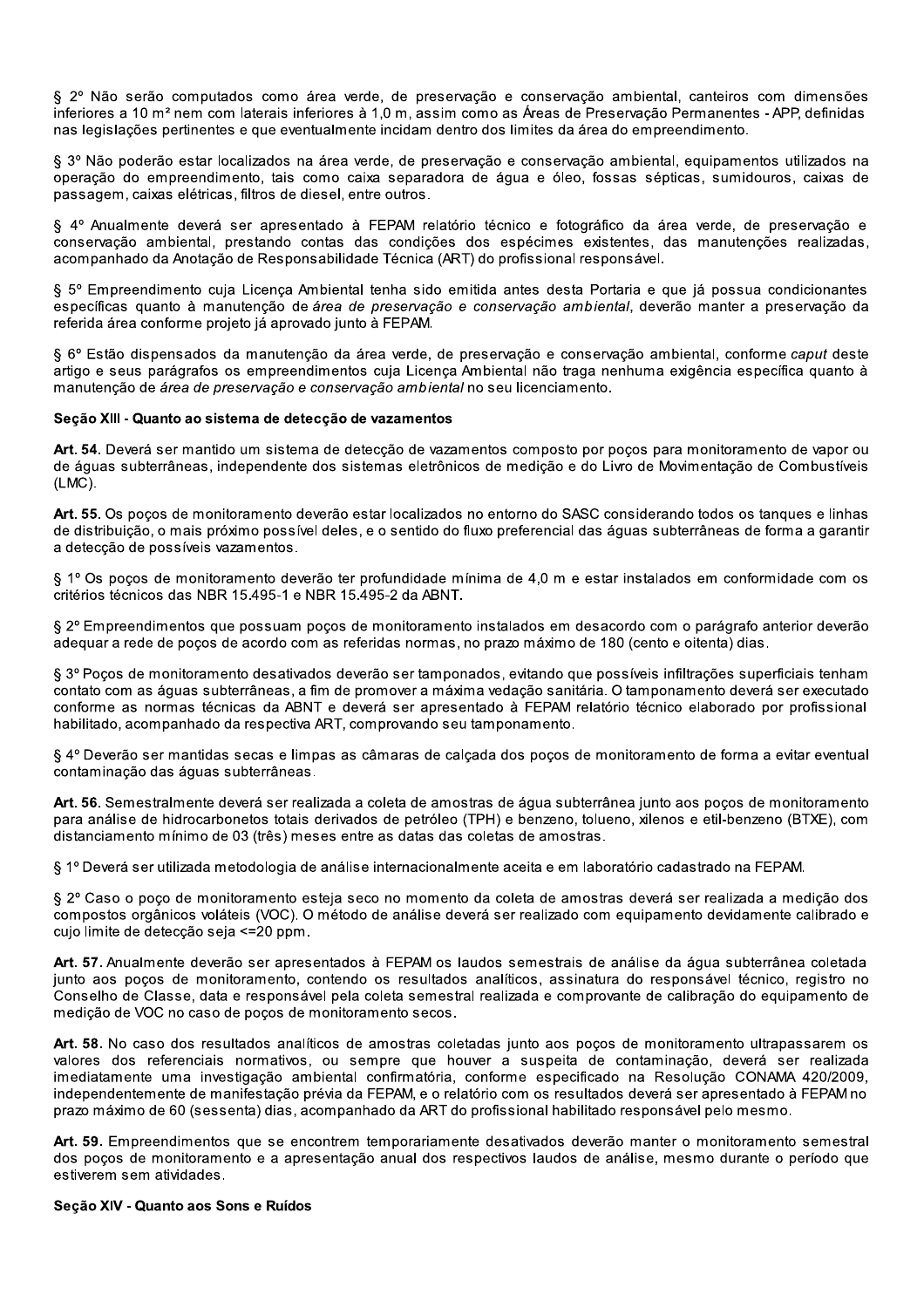§ 2º Não serão computados como área verde, de preservação e conservação ambiental, canteiros com dimensões inferiores a 10 m² nem com laterais inferiores à 1,0 m, assim como as Áreas de Preservação Permanentes - APP, definidas nas legislações pertinentes e que eventualmente incidam dentro dos limites da área do empreendimento.

§ 3º Não poderão estar localizados na área verde, de preservação e conservação ambiental, equipamentos utilizados na operação do empreendimento, tais como caixa separadora de água e óleo, fossas sépticas, sumidouros, caixas de passagem, caixas elétricas, filtros de diesel, entre outros.

§ 4º Anualmente deverá ser apresentado à FEPAM relatório técnico e fotográfico da área verde, de preservação e conservação ambiental, prestando contas das condições dos espécimes existentes, das manutenções realizadas, acompanhado da Anotação de Responsabilidade Técnica (ART) do profissional responsável.

§ 5º Empreendimento cuja Licença Ambiental tenha sido emitida antes desta Portaria e que já possua condicionantes específicas quanto à manutenção de *área de preservação e conservação ambiental*, deverão manter a preservação da referida área conforme projeto já aprovado junto à FEPAM.

§ 6º Estão dispensados da manutenção da área verde, de preservação e conservação ambiental, conforme *caput* deste artigo e seus parágrafos os empreendimentos cuja Licença Ambiental não traga nenhuma exigência específica quanto à manutenção de *área de preservação e conservação ambiental* no seu licenciamento.

**Seção XIII - Quanto ao sistema de detecção de vazamentos**

**Art. 54.** Deverá ser mantido um sistema de detecção de vazamentos composto por poços para monitoramento de vapor ou de águas subterrâneas, independente dos sistemas eletrônicos de medição e do Livro de Movimentação de Combustíveis (LMC).

**Art. 55.** Os poços de monitoramento deverão estar localizados no entorno do SASC considerando todos os tanques e linhas de distribuição, o mais próximo possível deles, e o sentido do fluxo preferencial das águas subterrâneas de forma a garantir a detecção de possíveis vazamentos.

§ 1º Os poços de monitoramento deverão ter profundidade mínima de 4,0 m e estar instalados em conformidade com os critérios técnicos das NBR 15.495-1 e NBR 15.495-2 da ABNT.

§ 2º Empreendimentos que possuam poços de monitoramento instalados em desacordo com o parágrafo anterior deverão adequar a rede de poços de acordo com as referidas normas, no prazo máximo de 180 (cento e oitenta) dias.

§ 3º Poços de monitoramento desativados deverão ser tamponados, evitando que possíveis infiltrações superficiais tenham contato com as águas subterrâneas, a fim de promover a máxima vedação sanitária. O tamponamento deverá ser executado conforme as normas técnicas da ABNT e deverá ser apresentado à FEPAM relatório técnico elaborado por profissional habilitado, acompanhado da respectiva ART, comprovando seu tamponamento.

§ 4º Deverão ser mantidas secas e limpas as câmaras de calçada dos poços de monitoramento de forma a evitar eventual contaminação das águas subterrâneas.

**Art. 56.** Semestralmente deverá ser realizada a coleta de amostras de água subterrânea junto aos poços de monitoramento para análise de hidrocarbonetos totais derivados de petróleo (TPH) e benzeno, tolueno, xilenos e etil-benzeno (BTXE), com distanciamento mínimo de 03 (três) meses entre as datas das coletas de amostras.

§ 1º Deverá ser utilizada metodologia de análise internacionalmente aceita e em laboratório cadastrado na FEPAM.

§ 2º Caso o poço de monitoramento esteja seco no momento da coleta de amostras deverá ser realizada a medição dos compostos orgânicos voláteis (VOC). O método de análise deverá ser realizado com equipamento devidamente calibrado e cujo limite de detecção seja <=20 ppm.

**Art. 57.** Anualmente deverão ser apresentados à FEPAM os laudos semestrais de análise da água subterrânea coletada junto aos poços de monitoramento, contendo os resultados analíticos, assinatura do responsável técnico, registro no Conselho de Classe, data e responsável pela coleta semestral realizada e comprovante de calibração do equipamento de medição de VOC no caso de poços de monitoramento secos.

**Art. 58.** No caso dos resultados analíticos de amostras coletadas junto aos poços de monitoramento ultrapassarem os valores dos referenciais normativos, ou sempre que houver a suspeita de contaminação, deverá ser realizada imediatamente uma investigação ambiental confirmatória, conforme especificado na Resolução CONAMA 420/2009, independentemente de manifestação prévia da FEPAM, e o relatório com os resultados deverá ser apresentado à FEPAM no prazo máximo de 60 (sessenta) dias, acompanhado da ART do profissional habilitado responsável pelo mesmo.

**Art. 59.** Empreendimentos que se encontrem temporariamente desativados deverão manter o monitoramento semestral dos poços de monitoramento e a apresentação anual dos respectivos laudos de análise, mesmo durante o período que estiverem sem atividades.

**Seção XIV - Quanto aos Sons e Ruídos**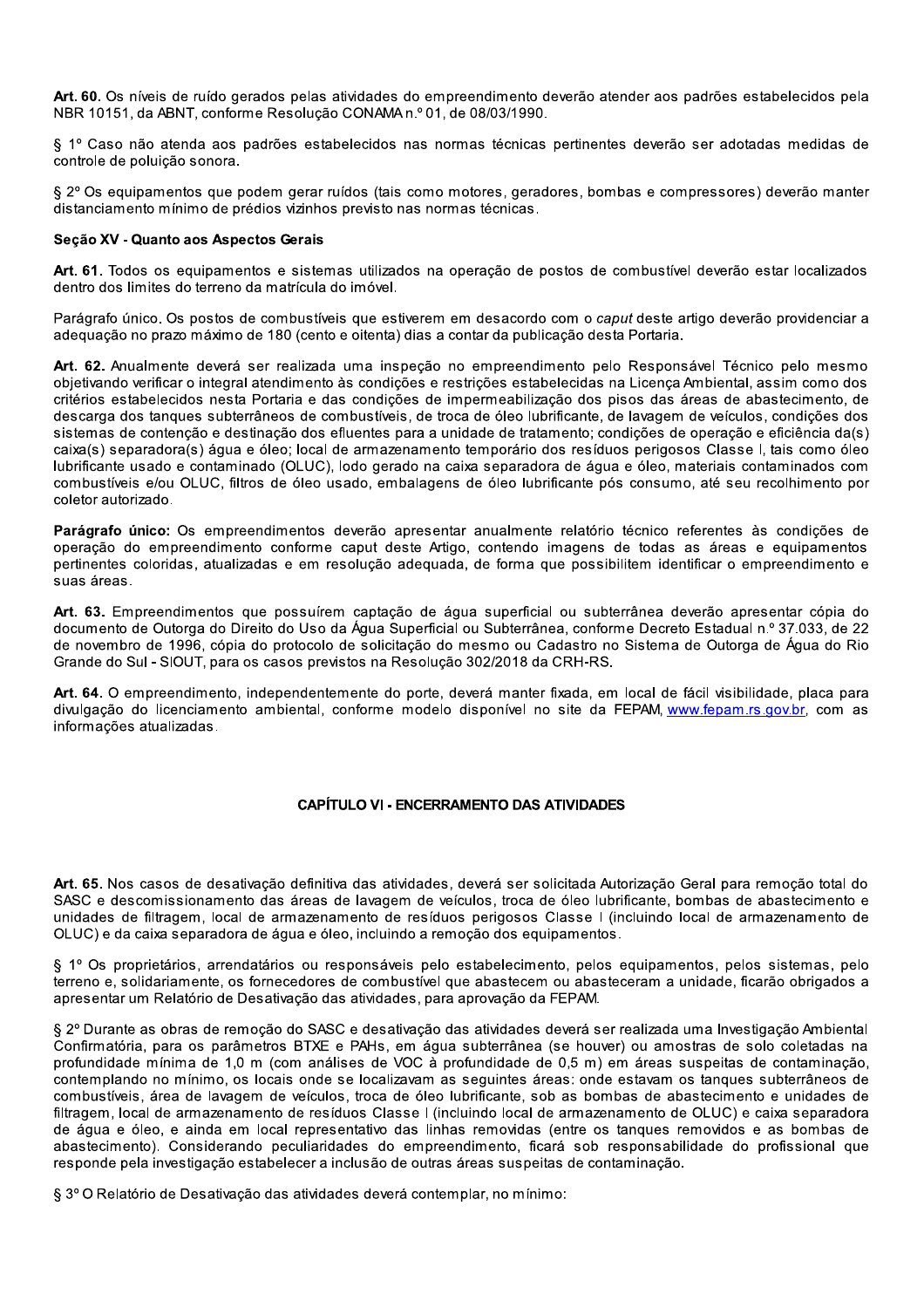**Art. 60.** Os níveis de ruído gerados pelas atividades do empreendimento deverão atender aos padrões estabelecidos pela NBR 10151, da ABNT, conforme Resolução CONAMA n.º 01, de 08/03/1990.

§ 1º Caso não atenda aos padrões estabelecidos nas normas técnicas pertinentes deverão ser adotadas medidas de controle de poluição sonora.

§ 2º Os equipamentos que podem gerar ruídos (tais como motores, geradores, bombas e compressores) deverão manter distanciamento mínimo de prédios vizinhos previsto nas normas técnicas.

**Seção XV - Quanto aos Aspectos Gerais**

**Art. 61.** Todos os equipamentos e sistemas utilizados na operação de postos de combustível deverão estar localizados dentro dos limites do terreno da matrícula do imóvel.

Parágrafo único. Os postos de combustíveis que estiverem em desacordo com o *caput* deste artigo deverão providenciar a adequação no prazo máximo de 180 (cento e oitenta) dias a contar da publicação desta Portaria.

**Art. 62.** Anualmente deverá ser realizada uma inspeção no empreendimento pelo Responsável Técnico pelo mesmo objetivando verificar o integral atendimento às condições e restrições estabelecidas na Licença Ambiental, assim como dos critérios estabelecidos nesta Portaria e das condições de impermeabilização dos pisos das áreas de abastecimento, de descarga dos tanques subterrâneos de combustíveis, de troca de óleo lubrificante, de lavagem de veículos, condições dos sistemas de contenção e destinação dos efluentes para a unidade de tratamento; condições de operação e eficiência da(s) caixa(s) separadora(s) água e óleo; local de armazenamento temporário dos resíduos perigosos Classe I, tais como óleo lubrificante usado e contaminado (OLUC), lodo gerado na caixa separadora de água e óleo, materiais contaminados com combustíveis e/ou OLUC, filtros de óleo usado, embalagens de óleo lubrificante pós consumo, até seu recolhimento por coletor autorizado.

**Parágrafo único:** Os empreendimentos deverão apresentar anualmente relatório técnico referentes às condições de operação do empreendimento conforme caput deste Artigo, contendo imagens de todas as áreas e equipamentos pertinentes coloridas, atualizadas e em resolução adequada, de forma que possibilitem identificar o empreendimento e suas áreas.

**Art. 63.** Empreendimentos que possuírem captação de água superficial ou subterrânea deverão apresentar cópia do documento de Outorga do Direito do Uso da Água Superficial ou Subterrânea, conforme Decreto Estadual n.º 37.033, de 22 de novembro de 1996, cópia do protocolo de solicitação do mesmo ou Cadastro no Sistema de Outorga de Água do Rio Grande do Sul - SIOUT, para os casos previstos na Resolução 302/2018 da CRH-RS.

**Art. 64.** O empreendimento, independentemente do porte, deverá manter fixada, em local de fácil visibilidade, placa para divulgação do licenciamento ambiental, conforme modelo disponível no site da FEPAM, www.fepam.rs.gov.br, com as informações atualizadas.

## CAPÍTULO VI - ENCERRAMENTO DAS ATIVIDADES

**Art. 65.** Nos casos de desativação definitiva das atividades, deverá ser solicitada Autorização Geral para remoção total do SASC e descomissionamento das áreas de lavagem de veículos, troca de óleo lubrificante, bombas de abastecimento e unidades de filtragem, local de armazenamento de resíduos perigosos Classe I (incluindo local de armazenamento de OLUC) e da caixa separadora de água e óleo, incluindo a remoção dos equipamentos.

§ 1º Os proprietários, arrendatários ou responsáveis pelo estabelecimento, pelos equipamentos, pelos sistemas, pelo terreno e, solidariamente, os fornecedores de combustível que abastecem ou abasteceram a unidade, ficarão obrigados a apresentar um Relatório de Desativação das atividades, para aprovação da FEPAM.

§ 2º Durante as obras de remoção do SASC e desativação das atividades deverá ser realizada uma Investigação Ambiental Confirmatória, para os parâmetros BTXE e PAHs, em água subterrânea (se houver) ou amostras de solo coletadas na profundidade mínima de 1,0 m (com análises de VOC à profundidade de 0,5 m) em áreas suspeitas de contaminação, contemplando no mínimo, os locais onde se localizavam as seguintes áreas: onde estavam os tanques subterrâneos de combustíveis, área de lavagem de veículos, troca de óleo lubrificante, sob as bombas de abastecimento e unidades de filtragem, local de armazenamento de resíduos Classe I (incluindo local de armazenamento de OLUC) e caixa separadora de água e óleo, e ainda em local representativo das linhas removidas (entre os tanques removidos e as bombas de abastecimento). Considerando peculiaridades do empreendimento, ficará sob responsabilidade do profissional que responde pela investigação estabelecer a inclusão de outras áreas suspeitas de contaminação.

§ 3º O Relatório de Desativação das atividades deverá contemplar, no mínimo: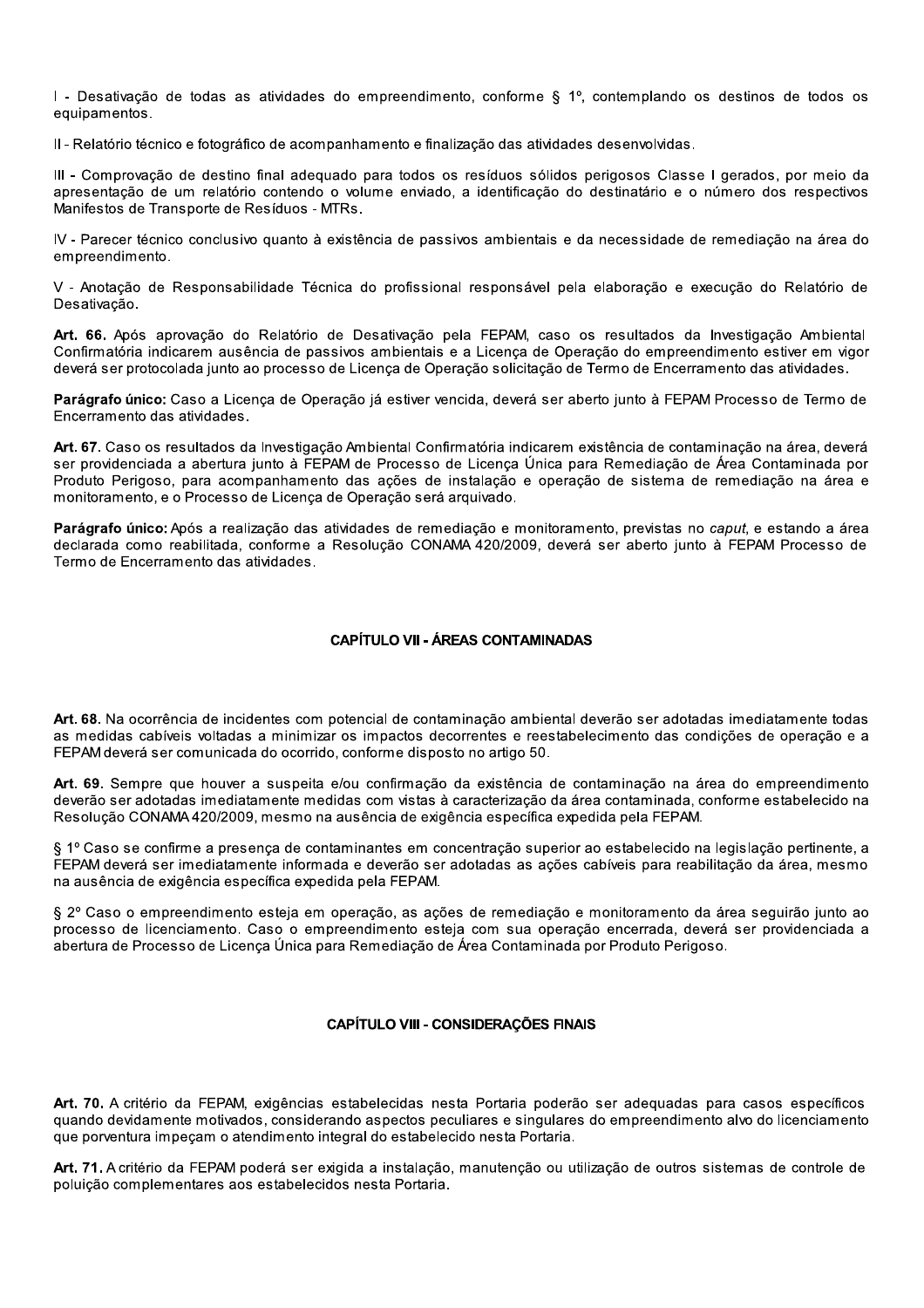I - Desativação de todas as atividades do empreendimento, conforme § 1º, contemplando os destinos de todos os equipamentos.

II - Relatório técnico e fotográfico de acompanhamento e finalização das atividades desenvolvidas.

III - Comprovação de destino final adequado para todos os resíduos sólidos perigosos Classe I gerados, por meio da apresentação de um relatório contendo o volume enviado, a identificação do destinatário e o número dos respectivos Manifestos de Transporte de Resíduos - MTRs.

IV - Parecer técnico conclusivo quanto à existência de passivos ambientais e da necessidade de remediação na área do empreendimento.

V - Anotação de Responsabilidade Técnica do profissional responsável pela elaboração e execução do Relatório de Desativação.

**Art. 66.** Após aprovação do Relatório de Desativação pela FEPAM, caso os resultados da Investigação Ambiental Confirmatória indicarem ausência de passivos ambientais e a Licença de Operação do empreendimento estiver em vigor deverá ser protocolada junto ao processo de Licença de Operação solicitação de Termo de Encerramento das atividades.

**Parágrafo único:** Caso a Licença de Operação já estiver vencida, deverá ser aberto junto à FEPAM Processo de Termo de Encerramento das atividades.

**Art. 67.** Caso os resultados da Investigação Ambiental Confirmatória indicarem existência de contaminação na área, deverá ser providenciada a abertura junto à FEPAM de Processo de Licença Única para Remediação de Área Contaminada por Produto Perigoso, para acompanhamento das ações de instalação e operação de sistema de remediação na área e monitoramento, e o Processo de Licença de Operação será arquivado.

**Parágrafo único:** Após a realização das atividades de remediação e monitoramento, previstas no *caput*, e estando a área declarada como reabilitada, conforme a Resolução CONAMA 420/2009, deverá ser aberto junto à FEPAM Processo de Termo de Encerramento das atividades.

## CAPÍTULO VII - ÁREAS CONTAMINADAS

**Art. 68.** Na ocorrência de incidentes com potencial de contaminação ambiental deverão ser adotadas imediatamente todas as medidas cabíveis voltadas a minimizar os impactos decorrentes e reestabelecimento das condições de operação e a FEPAM deverá ser comunicada do ocorrido, conforme disposto no artigo 50.

**Art. 69.** Sempre que houver a suspeita e/ou confirmação da existência de contaminação na área do empreendimento deverão ser adotadas imediatamente medidas com vistas à caracterização da área contaminada, conforme estabelecido na Resolução CONAMA 420/2009, mesmo na ausência de exigência específica expedida pela FEPAM.

§ 1º Caso se confirme a presença de contaminantes em concentração superior ao estabelecido na legislação pertinente, a FEPAM deverá ser imediatamente informada e deverão ser adotadas as ações cabíveis para reabilitação da área, mesmo na ausência de exigência específica expedida pela FEPAM.

§ 2º Caso o empreendimento esteja em operação, as ações de remediação e monitoramento da área seguirão junto ao processo de licenciamento. Caso o empreendimento esteja com sua operação encerrada, deverá ser providenciada a abertura de Processo de Licença Única para Remediação de Área Contaminada por Produto Perigoso.

## CAPÍTULO VIII - CONSIDERAÇÕES FINAIS

**Art. 70.** A critério da FEPAM, exigências estabelecidas nesta Portaria poderão ser adequadas para casos específicos quando devidamente motivados, considerando aspectos peculiares e singulares do empreendimento alvo do licenciamento que porventura impeçam o atendimento integral do estabelecido nesta Portaria.

**Art. 71.** A critério da FEPAM poderá ser exigida a instalação, manutenção ou utilização de outros sistemas de controle de poluição complementares aos estabelecidos nesta Portaria.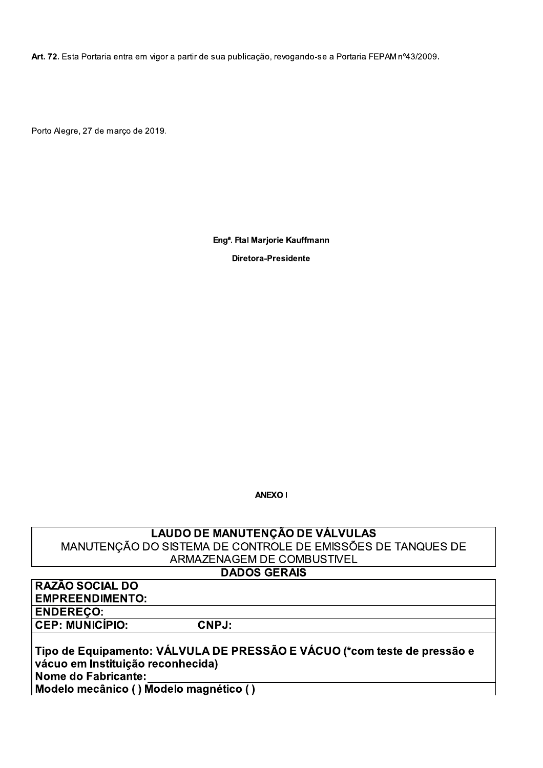**Art. 72.** Esta Portaria entra em vigor a partir de sua publicação, revogando-se a Portaria FEPAM nº43/2009.

Porto Alegre, 27 de março de 2019.

**Engª. Ftal Marjorie Kauffmann**

**Diretora-Presidente**

**ANEXO I**

| **LAUDO DE MANUTENÇÃO DE VÁLVULAS**<br>MANUTENÇÃO DO SISTEMA DE CONTROLE DE EMISSÕES DE TANQUES DE ARMAZENAGEM DE COMBUSTIVEL | |
|---|---|
| **DADOS GERAIS** | |
| **RAZÃO SOCIAL DO EMPREENDIMENTO:** | |
| **ENDEREÇO:** | |
| **CEP: MUNICÍPIO:** | **CNPJ:** |
| **Tipo de Equipamento: VÁLVULA DE PRESSÃO E VÁCUO (*com teste de pressão e vácuo em Instituição reconhecida)**<br>**Nome do Fabricante:** | |
| **Modelo mecânico ( ) Modelo magnético ( )** | |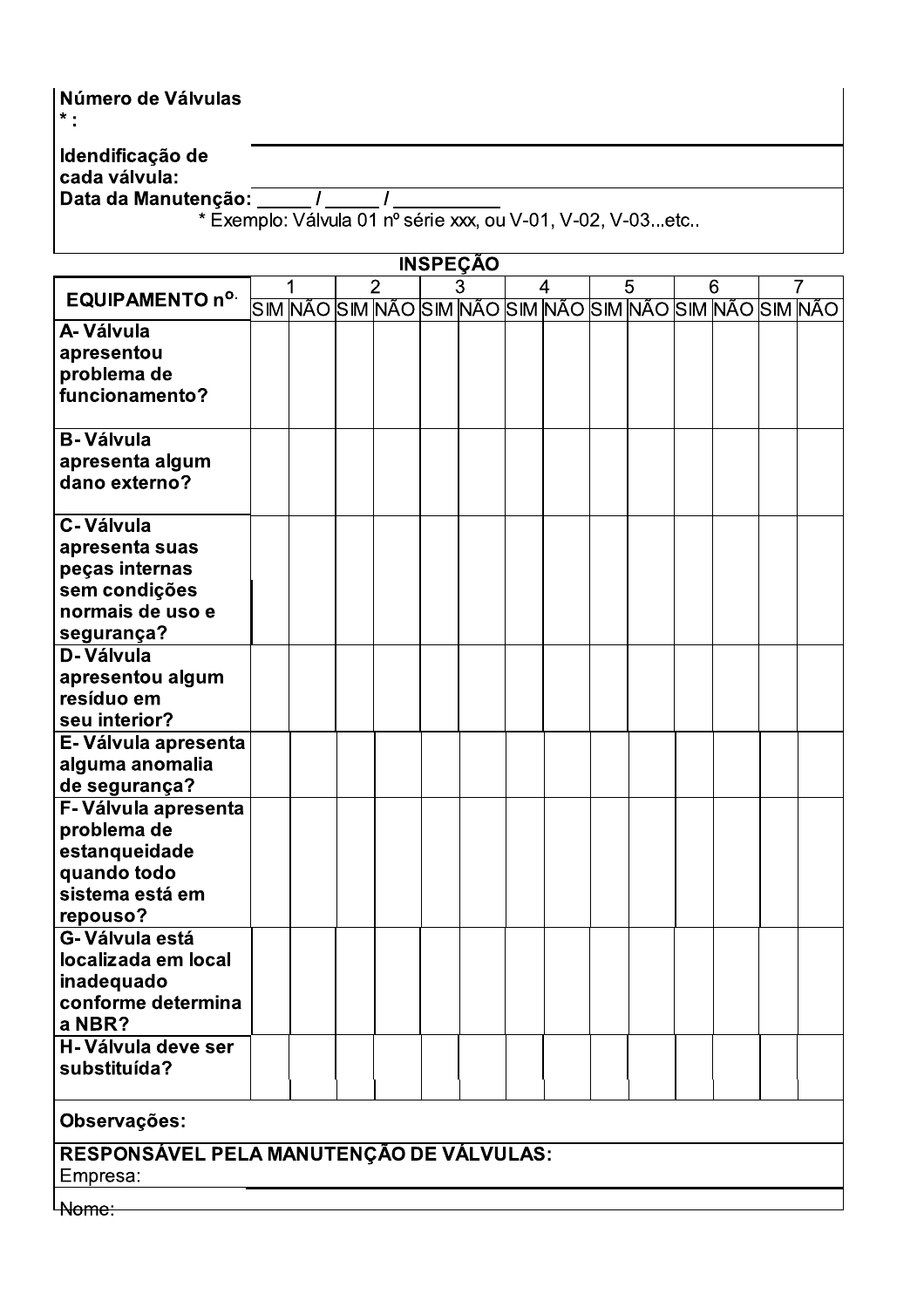**Número de Válvulas * :**

**Idendificação de cada válvula:**

**Data da Manutenção:** _____ / _____ / __________

\* Exemplo: Válvula 01 nº série xxx, ou V-01, V-02, V-03...etc..

**INSPEÇÃO**

| **EQUIPAMENTO nº.** | 1 | | 2 | | 3 | | 4 | | 5 | | 6 | | 7 | |
|---|---|---|---|---|---|---|---|---|---|---|---|---|---|---|
| | SIM | NÃO | SIM | NÃO | SIM | NÃO | SIM | NÃO | SIM | NÃO | SIM | NÃO | SIM | NÃO |
| **A- Válvula apresentou problema de funcionamento?** | | | | | | | | | | | | | | |
| **B- Válvula apresenta algum dano externo?** | | | | | | | | | | | | | | |
| **C- Válvula apresenta suas peças internas sem condições normais de uso e segurança?** | | | | | | | | | | | | | | |
| **D- Válvula apresentou algum resíduo em seu interior?** | | | | | | | | | | | | | | |
| **E- Válvula apresenta alguma anomalia de segurança?** | | | | | | | | | | | | | | |
| **F- Válvula apresenta problema de estanqueidade quando todo sistema está em repouso?** | | | | | | | | | | | | | | |
| **G- Válvula está localizada em local inadequado conforme determina a NBR?** | | | | | | | | | | | | | | |
| **H- Válvula deve ser substituída?** | | | | | | | | | | | | | | |

**Observações:**

**RESPONSÁVEL PELA MANUTENÇÃO DE VÁLVULAS:**

Empresa:

Nome: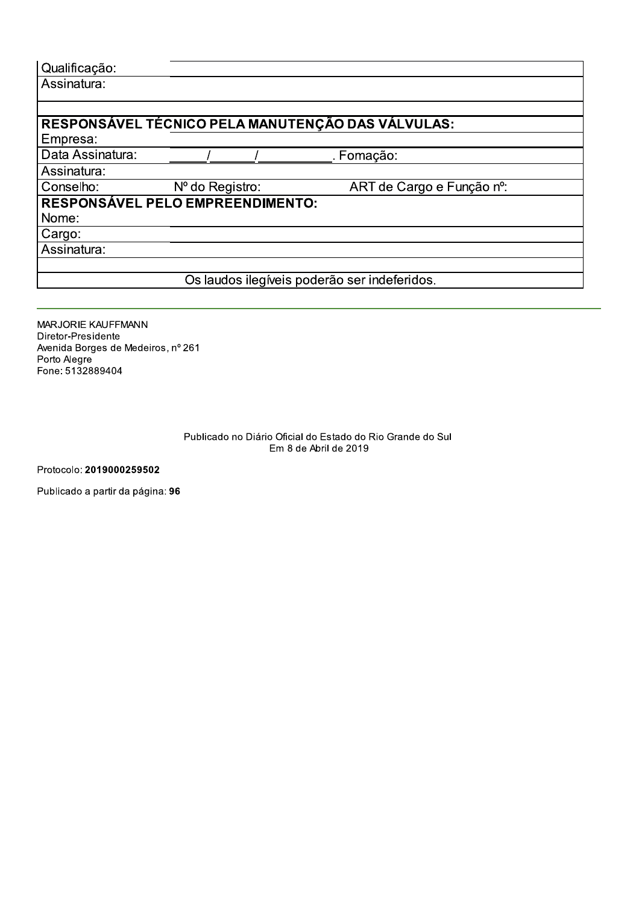| | | |
|---|---|---|
| Qualificação: | | |
| Assinatura: | | |
| | | |
| **RESPONSÁVEL TÉCNICO PELA MANUTENÇÃO DAS VÁLVULAS:** | | |
| Empresa: | | |
| Data Assinatura: | _____/_____/_________ | . Fomação: |
| Assinatura: | | |
| Conselho: | Nº do Registro: | ART de Cargo e Função nº: |
| **RESPONSÁVEL PELO EMPREENDIMENTO:** | | |
| Nome: | | |
| Cargo: | | |
| Assinatura: | | |
| | | |
| Os laudos ilegíveis poderão ser indeferidos. | | |

---

MARJORIE KAUFFMANN
Diretor-Presidente
Avenida Borges de Medeiros, nº 261
Porto Alegre
Fone: 5132889404

Publicado no Diário Oficial do Estado do Rio Grande do Sul
Em 8 de Abril de 2019

Protocolo: **2019000259502**

Publicado a partir da página: **96**